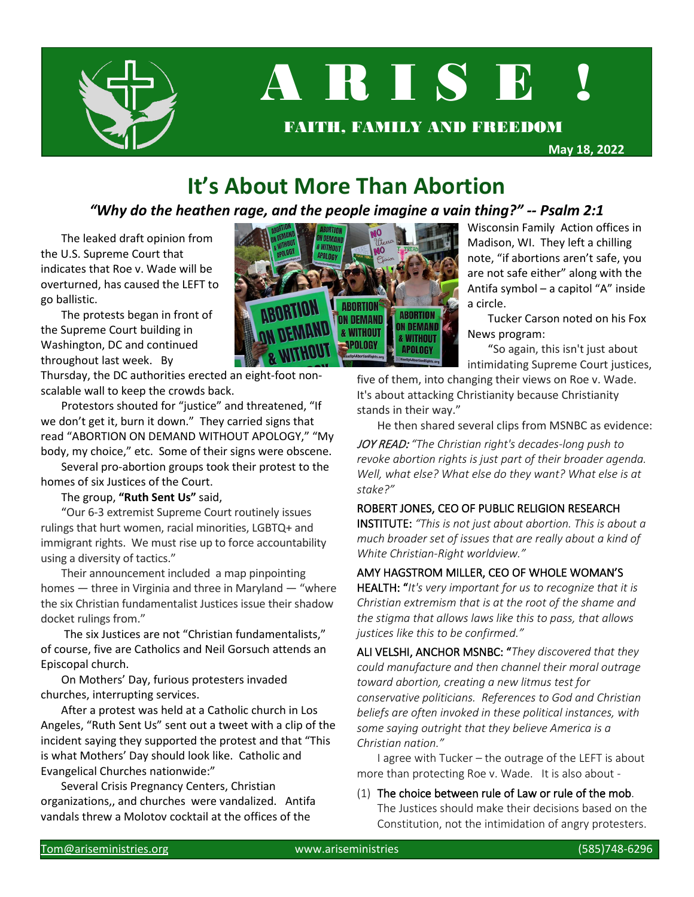# A R I S E !

FAITH, FAMILY AND FREEDOM

**May 18, 2022**

## It's About More Than Abortion

***"Why do the heathen rage, and the people imagine a vain thing?" -- Psalm 2:1***

The leaked draft opinion from the U.S. Supreme Court that indicates that Roe v. Wade will be overturned, has caused the LEFT to go ballistic.

The protests began in front of the Supreme Court building in Washington, DC and continued throughout last week. By Thursday, the DC authorities erected an eight-foot non-scalable wall to keep the crowds back.

Protestors shouted for "justice" and threatened, "If we don't get it, burn it down." They carried signs that read "ABORTION ON DEMAND WITHOUT APOLOGY," "My body, my choice," etc. Some of their signs were obscene.

Several pro-abortion groups took their protest to the homes of six Justices of the Court.

The group, **"Ruth Sent Us"** said,

"Our 6-3 extremist Supreme Court routinely issues rulings that hurt women, racial minorities, LGBTQ+ and immigrant rights. We must rise up to force accountability using a diversity of tactics."

Their announcement included a map pinpointing homes — three in Virginia and three in Maryland — "where the six Christian fundamentalist Justices issue their shadow docket rulings from."

The six Justices are not "Christian fundamentalists," of course, five are Catholics and Neil Gorsuch attends an Episcopal church.

On Mothers' Day, furious protesters invaded churches, interrupting services.

After a protest was held at a Catholic church in Los Angeles, "Ruth Sent Us" sent out a tweet with a clip of the incident saying they supported the protest and that "This is what Mothers' Day should look like. Catholic and Evangelical Churches nationwide:"

Several Crisis Pregnancy Centers, Christian organizations,, and churches were vandalized. Antifa vandals threw a Molotov cocktail at the offices of the Wisconsin Family Action offices in Madison, WI. They left a chilling note, "if abortions aren't safe, you are not safe either" along with the Antifa symbol – a capitol "A" inside a circle.

Tucker Carson noted on his Fox News program:

"So again, this isn't just about intimidating Supreme Court justices, five of them, into changing their views on Roe v. Wade. It's about attacking Christianity because Christianity stands in their way."

He then shared several clips from MSNBC as evidence:

*JOY READ: "The Christian right's decades-long push to revoke abortion rights is just part of their broader agenda. Well, what else? What else do they want? What else is at stake?"*

ROBERT JONES, CEO OF PUBLIC RELIGION RESEARCH INSTITUTE: *"This is not just about abortion. This is about a much broader set of issues that are really about a kind of White Christian-Right worldview."*

AMY HAGSTROM MILLER, CEO OF WHOLE WOMAN'S HEALTH: "*It's very important for us to recognize that it is Christian extremism that is at the root of the shame and the stigma that allows laws like this to pass, that allows justices like this to be confirmed."*

ALI VELSHI, ANCHOR MSNBC: "*They discovered that they could manufacture and then channel their moral outrage toward abortion, creating a new litmus test for conservative politicians. References to God and Christian beliefs are often invoked in these political instances, with some saying outright that they believe America is a Christian nation."*

I agree with Tucker – the outrage of the LEFT is about more than protecting Roe v. Wade. It is also about -

(1) The choice between rule of Law or rule of the mob. The Justices should make their decisions based on the Constitution, not the intimidation of angry protesters.

Tom@ariseministries.org www.ariseministries (585)748-6296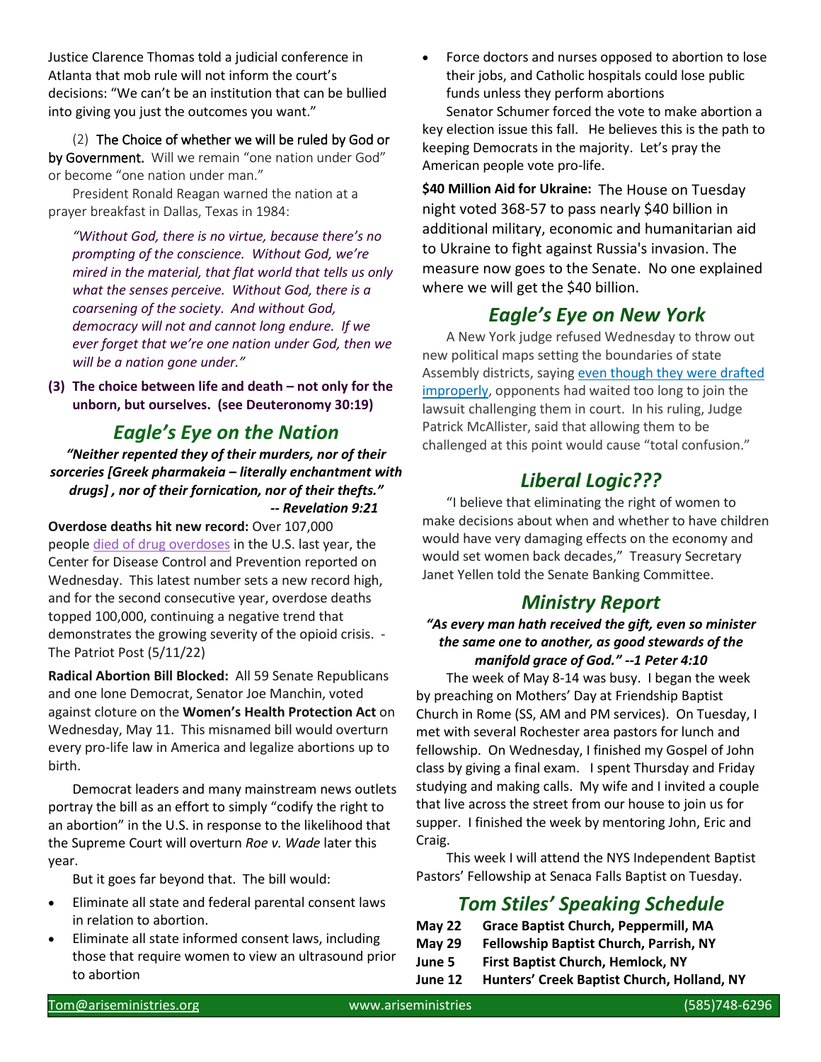Justice Clarence Thomas told a judicial conference in Atlanta that mob rule will not inform the court's decisions: "We can't be an institution that can be bullied into giving you just the outcomes you want."

(2) The Choice of whether we will be ruled by God or by Government. Will we remain "one nation under God" or become "one nation under man."

President Ronald Reagan warned the nation at a prayer breakfast in Dallas, Texas in 1984:

> *"Without God, there is no virtue, because there's no prompting of the conscience. Without God, we're mired in the material, that flat world that tells us only what the senses perceive. Without God, there is a coarsening of the society. And without God, democracy will not and cannot long endure. If we ever forget that we're one nation under God, then we will be a nation gone under."*

**(3) The choice between life and death – not only for the unborn, but ourselves. (see Deuteronomy 30:19)**

## *Eagle's Eye on the Nation*

***"Neither repented they of their murders, nor of their sorceries [Greek pharmakeia – literally enchantment with drugs] , nor of their fornication, nor of their thefts."***
***-- Revelation 9:21***

**Overdose deaths hit new record:** Over 107,000 people died of drug overdoses in the U.S. last year, the Center for Disease Control and Prevention reported on Wednesday. This latest number sets a new record high, and for the second consecutive year, overdose deaths topped 100,000, continuing a negative trend that demonstrates the growing severity of the opioid crisis. - The Patriot Post (5/11/22)

**Radical Abortion Bill Blocked:** All 59 Senate Republicans and one lone Democrat, Senator Joe Manchin, voted against cloture on the **Women's Health Protection Act** on Wednesday, May 11. This misnamed bill would overturn every pro-life law in America and legalize abortions up to birth.

Democrat leaders and many mainstream news outlets portray the bill as an effort to simply "codify the right to an abortion" in the U.S. in response to the likelihood that the Supreme Court will overturn *Roe v. Wade* later this year.

But it goes far beyond that. The bill would:

- Eliminate all state and federal parental consent laws in relation to abortion.
- Eliminate all state informed consent laws, including those that require women to view an ultrasound prior to abortion
- Force doctors and nurses opposed to abortion to lose their jobs, and Catholic hospitals could lose public funds unless they perform abortions

Senator Schumer forced the vote to make abortion a key election issue this fall. He believes this is the path to keeping Democrats in the majority. Let's pray the American people vote pro-life.

**$40 Million Aid for Ukraine:** The House on Tuesday night voted 368-57 to pass nearly $40 billion in additional military, economic and humanitarian aid to Ukraine to fight against Russia's invasion. The measure now goes to the Senate. No one explained where we will get the $40 billion.

## *Eagle's Eye on New York*

A New York judge refused Wednesday to throw out new political maps setting the boundaries of state Assembly districts, saying even though they were drafted improperly, opponents had waited too long to join the lawsuit challenging them in court. In his ruling, Judge Patrick McAllister, said that allowing them to be challenged at this point would cause "total confusion."

## *Liberal Logic???*

"I believe that eliminating the right of women to make decisions about when and whether to have children would have very damaging effects on the economy and would set women back decades," Treasury Secretary Janet Yellen told the Senate Banking Committee.

## *Ministry Report*

***"As every man hath received the gift, even so minister the same one to another, as good stewards of the manifold grace of God." --1 Peter 4:10***

The week of May 8-14 was busy. I began the week by preaching on Mothers' Day at Friendship Baptist Church in Rome (SS, AM and PM services). On Tuesday, I met with several Rochester area pastors for lunch and fellowship. On Wednesday, I finished my Gospel of John class by giving a final exam. I spent Thursday and Friday studying and making calls. My wife and I invited a couple that live across the street from our house to join us for supper. I finished the week by mentoring John, Eric and Craig.

This week I will attend the NYS Independent Baptist Pastors' Fellowship at Senaca Falls Baptist on Tuesday.

## *Tom Stiles' Speaking Schedule*

| | |
|---|---|
| **May 22** | **Grace Baptist Church, Peppermill, MA** |
| **May 29** | **Fellowship Baptist Church, Parrish, NY** |
| **June 5** | **First Baptist Church, Hemlock, NY** |
| **June 12** | **Hunters' Creek Baptist Church, Holland, NY** |

Tom@ariseministries.org www.ariseministries (585)748-6296